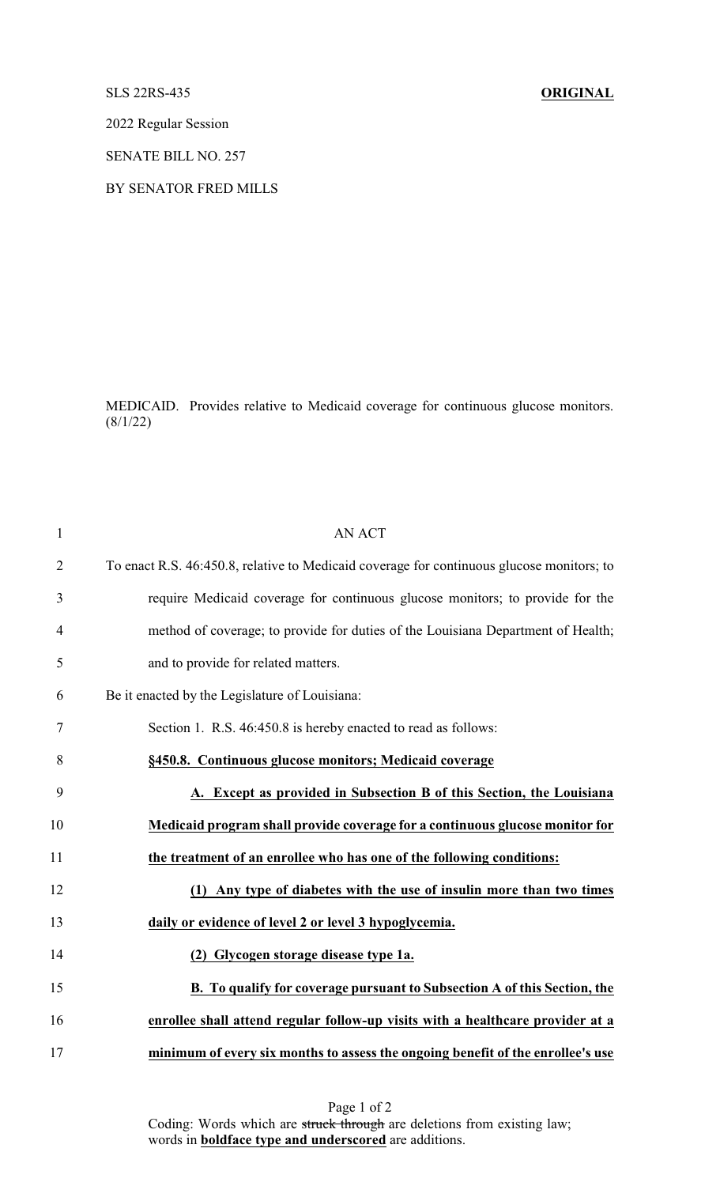SLS 22RS-435 **ORIGINAL**

2022 Regular Session

SENATE BILL NO. 257

BY SENATOR FRED MILLS

MEDICAID. Provides relative to Medicaid coverage for continuous glucose monitors. (8/1/22)

AN ACT

To enact R.S. 46:450.8, relative to Medicaid coverage for continuous glucose monitors; to require Medicaid coverage for continuous glucose monitors; to provide for the method of coverage; to provide for duties of the Louisiana Department of Health; and to provide for related matters.

Be it enacted by the Legislature of Louisiana:

Section 1. R.S. 46:450.8 is hereby enacted to read as follows:

**§450.8. Continuous glucose monitors; Medicaid coverage**

**A. Except as provided in Subsection B of this Section, the Louisiana Medicaid program shall provide coverage for a continuous glucose monitor for the treatment of an enrollee who has one of the following conditions:**

**(1) Any type of diabetes with the use of insulin more than two times daily or evidence of level 2 or level 3 hypoglycemia.**

**(2) Glycogen storage disease type 1a.**

**B. To qualify for coverage pursuant to Subsection A of this Section, the enrollee shall attend regular follow-up visits with a healthcare provider at a minimum of every six months to assess the ongoing benefit of the enrollee's use**

Coding: Words which are ~~struck through~~ are deletions from existing law; words in **boldface type and underscored** are additions.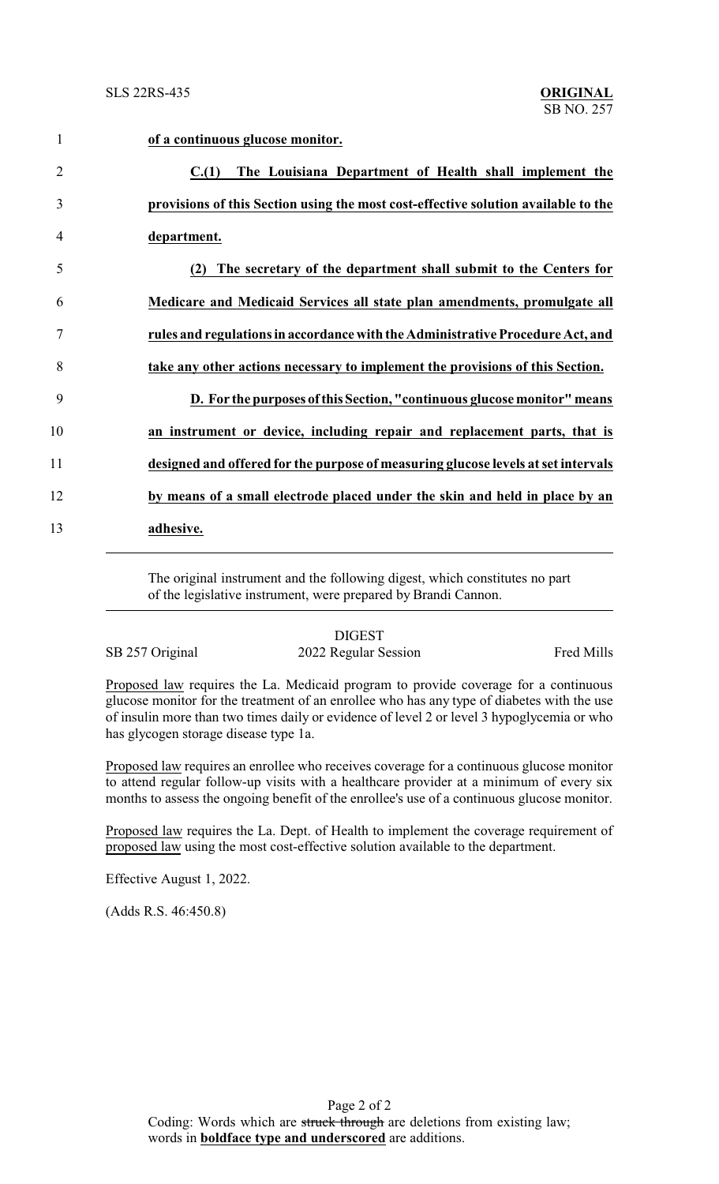**of a continuous glucose monitor.**

**C.(1) The Louisiana Department of Health shall implement the provisions of this Section using the most cost-effective solution available to the department.**

**(2) The secretary of the department shall submit to the Centers for Medicare and Medicaid Services all state plan amendments, promulgate all rules and regulations in accordance with the Administrative Procedure Act, and take any other actions necessary to implement the provisions of this Section.**

**D. For the purposes of this Section, "continuous glucose monitor" means an instrument or device, including repair and replacement parts, that is designed and offered for the purpose of measuring glucose levels at set intervals by means of a small electrode placed under the skin and held in place by an adhesive.**

---

The original instrument and the following digest, which constitutes no part of the legislative instrument, were prepared by Brandi Cannon.

---

DIGEST

SB 257 Original — 2022 Regular Session — Fred Mills

Proposed law requires the La. Medicaid program to provide coverage for a continuous glucose monitor for the treatment of an enrollee who has any type of diabetes with the use of insulin more than two times daily or evidence of level 2 or level 3 hypoglycemia or who has glycogen storage disease type 1a.

Proposed law requires an enrollee who receives coverage for a continuous glucose monitor to attend regular follow-up visits with a healthcare provider at a minimum of every six months to assess the ongoing benefit of the enrollee's use of a continuous glucose monitor.

Proposed law requires the La. Dept. of Health to implement the coverage requirement of proposed law using the most cost-effective solution available to the department.

Effective August 1, 2022.

(Adds R.S. 46:450.8)

Coding: Words which are ~~struck through~~ are deletions from existing law; words in **boldface type and underscored** are additions.